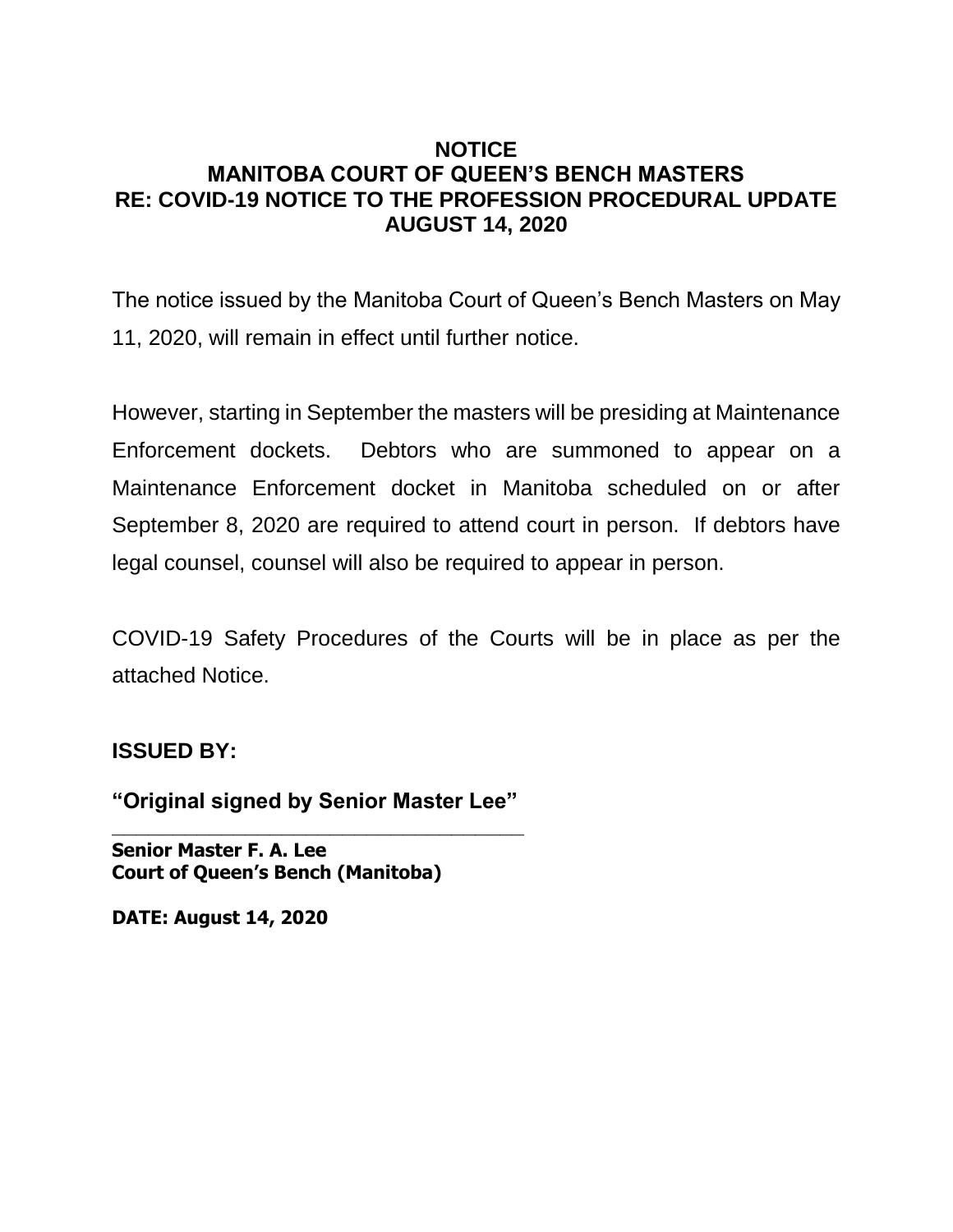# NOTICE
# MANITOBA COURT OF QUEEN'S BENCH MASTERS
# RE: COVID-19 NOTICE TO THE PROFESSION PROCEDURAL UPDATE
# AUGUST 14, 2020

The notice issued by the Manitoba Court of Queen's Bench Masters on May 11, 2020, will remain in effect until further notice.

However, starting in September the masters will be presiding at Maintenance Enforcement dockets. Debtors who are summoned to appear on a Maintenance Enforcement docket in Manitoba scheduled on or after September 8, 2020 are required to attend court in person. If debtors have legal counsel, counsel will also be required to appear in person.

COVID-19 Safety Procedures of the Courts will be in place as per the attached Notice.

**ISSUED BY:**

**"Original signed by Senior Master Lee"**

**Senior Master F. A. Lee**
**Court of Queen's Bench (Manitoba)**

**DATE: August 14, 2020**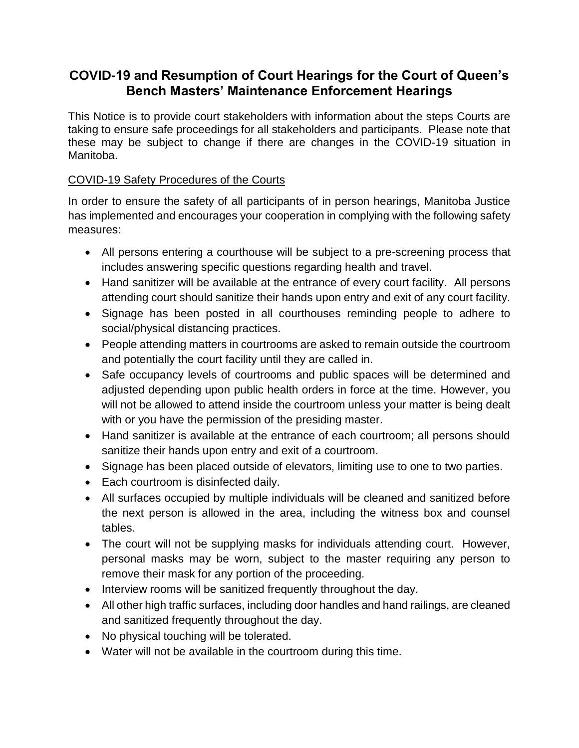# COVID-19 and Resumption of Court Hearings for the Court of Queen's Bench Masters' Maintenance Enforcement Hearings

This Notice is to provide court stakeholders with information about the steps Courts are taking to ensure safe proceedings for all stakeholders and participants. Please note that these may be subject to change if there are changes in the COVID-19 situation in Manitoba.

## COVID-19 Safety Procedures of the Courts

In order to ensure the safety of all participants of in person hearings, Manitoba Justice has implemented and encourages your cooperation in complying with the following safety measures:

- All persons entering a courthouse will be subject to a pre-screening process that includes answering specific questions regarding health and travel.
- Hand sanitizer will be available at the entrance of every court facility. All persons attending court should sanitize their hands upon entry and exit of any court facility.
- Signage has been posted in all courthouses reminding people to adhere to social/physical distancing practices.
- People attending matters in courtrooms are asked to remain outside the courtroom and potentially the court facility until they are called in.
- Safe occupancy levels of courtrooms and public spaces will be determined and adjusted depending upon public health orders in force at the time. However, you will not be allowed to attend inside the courtroom unless your matter is being dealt with or you have the permission of the presiding master.
- Hand sanitizer is available at the entrance of each courtroom; all persons should sanitize their hands upon entry and exit of a courtroom.
- Signage has been placed outside of elevators, limiting use to one to two parties.
- Each courtroom is disinfected daily.
- All surfaces occupied by multiple individuals will be cleaned and sanitized before the next person is allowed in the area, including the witness box and counsel tables.
- The court will not be supplying masks for individuals attending court. However, personal masks may be worn, subject to the master requiring any person to remove their mask for any portion of the proceeding.
- Interview rooms will be sanitized frequently throughout the day.
- All other high traffic surfaces, including door handles and hand railings, are cleaned and sanitized frequently throughout the day.
- No physical touching will be tolerated.
- Water will not be available in the courtroom during this time.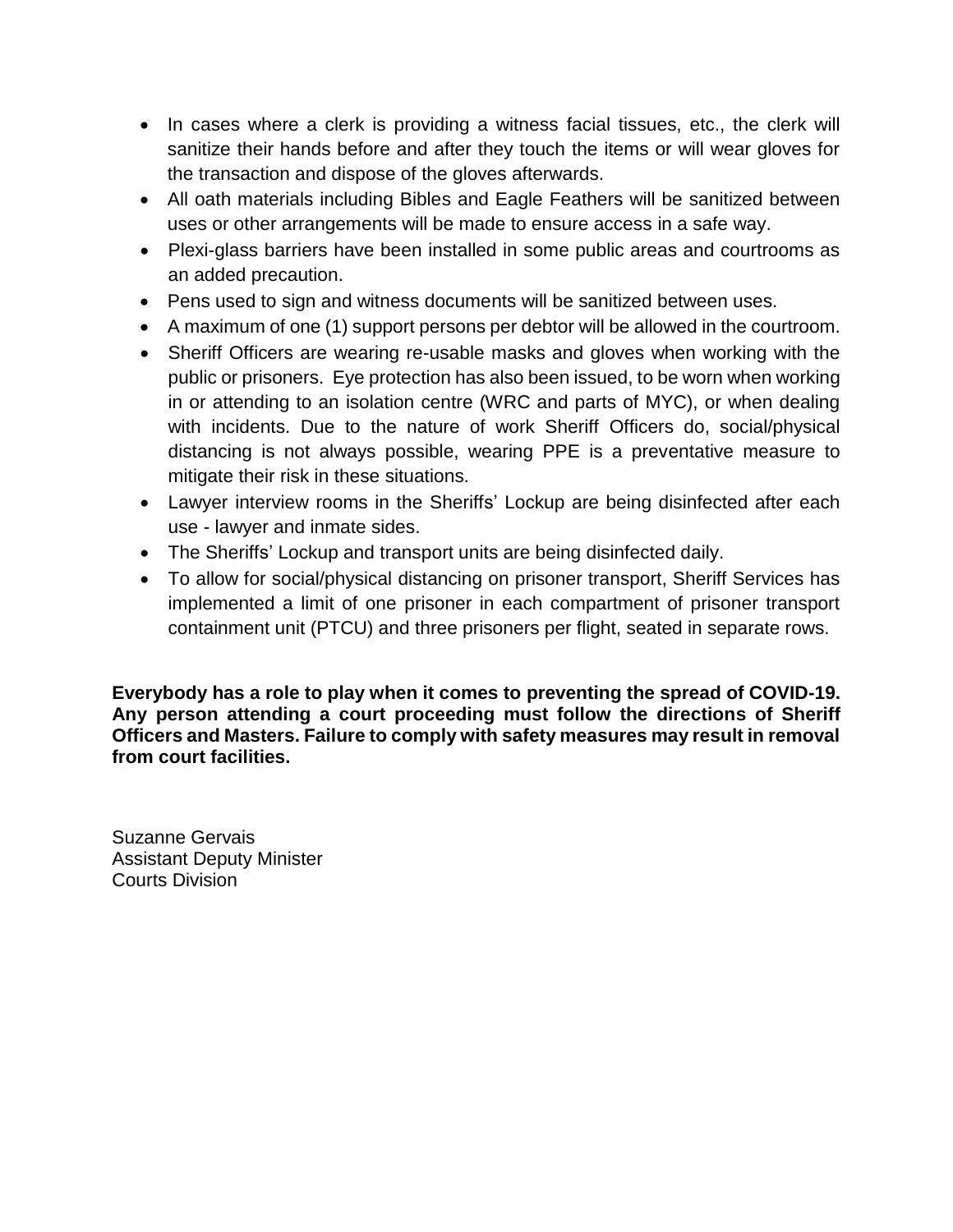- In cases where a clerk is providing a witness facial tissues, etc., the clerk will sanitize their hands before and after they touch the items or will wear gloves for the transaction and dispose of the gloves afterwards.
- All oath materials including Bibles and Eagle Feathers will be sanitized between uses or other arrangements will be made to ensure access in a safe way.
- Plexi-glass barriers have been installed in some public areas and courtrooms as an added precaution.
- Pens used to sign and witness documents will be sanitized between uses.
- A maximum of one (1) support persons per debtor will be allowed in the courtroom.
- Sheriff Officers are wearing re-usable masks and gloves when working with the public or prisoners. Eye protection has also been issued, to be worn when working in or attending to an isolation centre (WRC and parts of MYC), or when dealing with incidents. Due to the nature of work Sheriff Officers do, social/physical distancing is not always possible, wearing PPE is a preventative measure to mitigate their risk in these situations.
- Lawyer interview rooms in the Sheriffs' Lockup are being disinfected after each use - lawyer and inmate sides.
- The Sheriffs' Lockup and transport units are being disinfected daily.
- To allow for social/physical distancing on prisoner transport, Sheriff Services has implemented a limit of one prisoner in each compartment of prisoner transport containment unit (PTCU) and three prisoners per flight, seated in separate rows.

**Everybody has a role to play when it comes to preventing the spread of COVID-19. Any person attending a court proceeding must follow the directions of Sheriff Officers and Masters. Failure to comply with safety measures may result in removal from court facilities.**

Suzanne Gervais
Assistant Deputy Minister
Courts Division